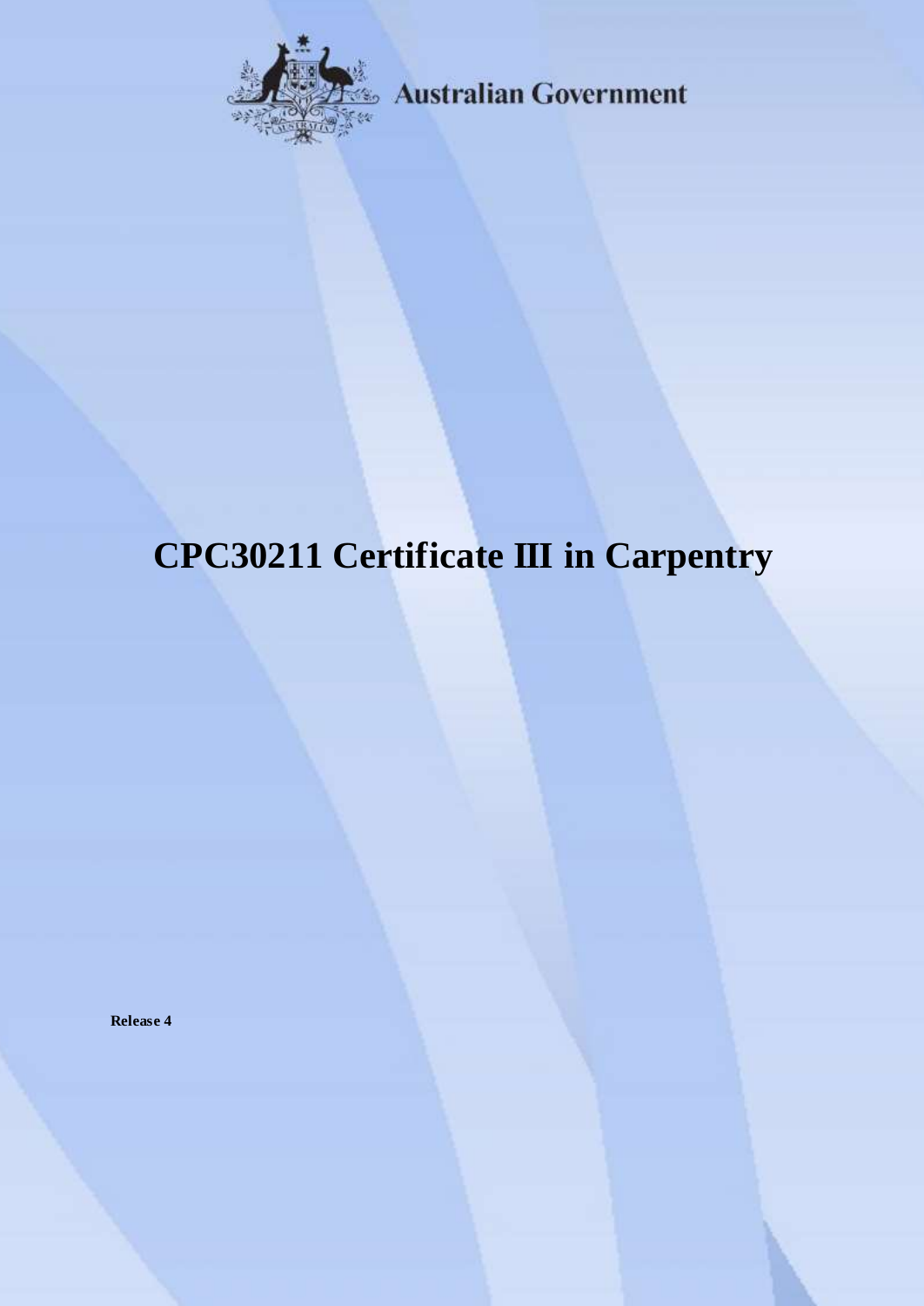Australian Government

# CPC30211 Certificate III in Carpentry

**Release 4**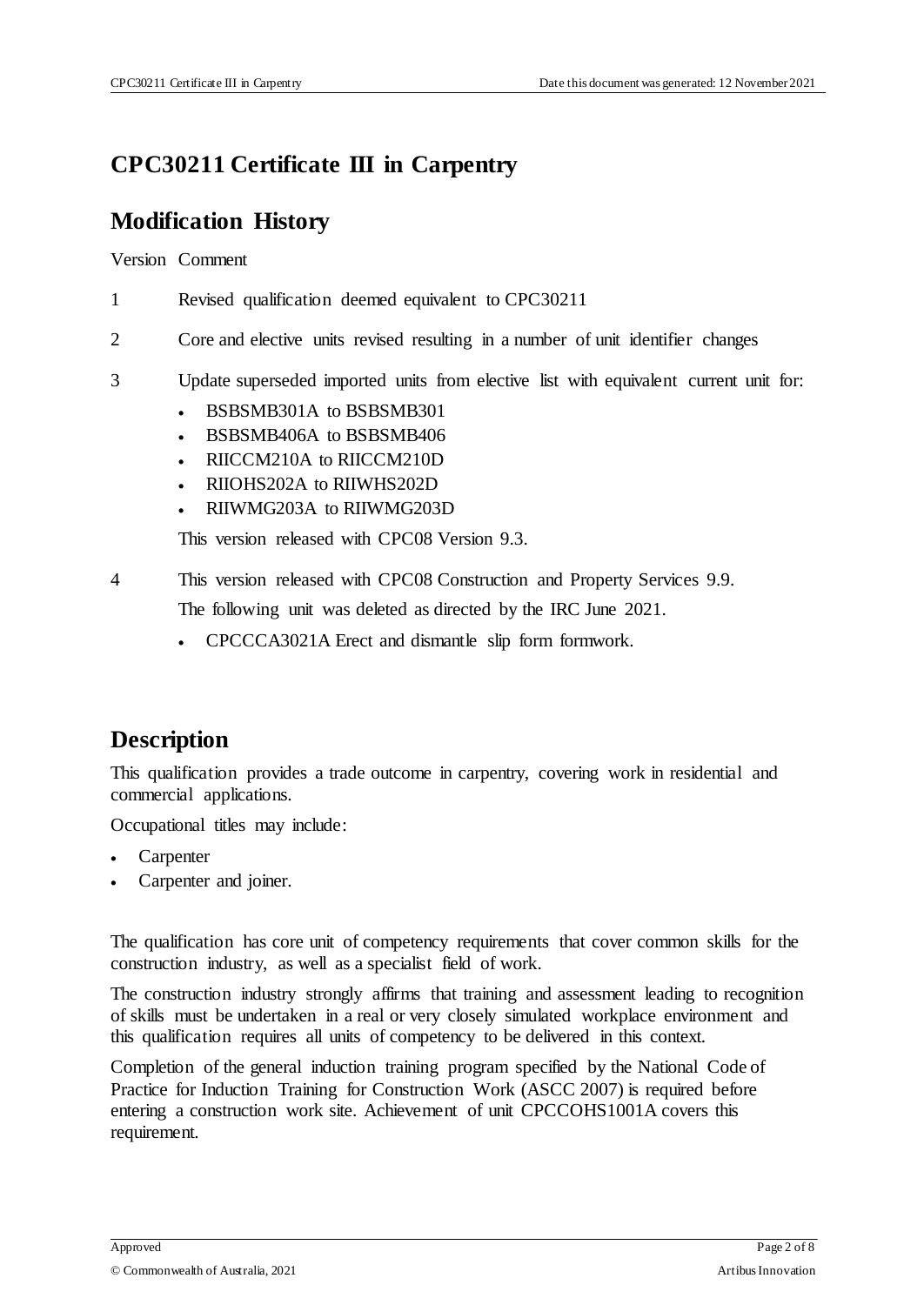# CPC30211 Certificate III in Carpentry

## Modification History

| Version | Comment |
|---|---|
| 1 | Revised qualification deemed equivalent to CPC30211 |
| 2 | Core and elective units revised resulting in a number of unit identifier changes |
| 3 | Update superseded imported units from elective list with equivalent current unit for:<br>• BSBSMB301A to BSBSMB301<br>• BSBSMB406A to BSBSMB406<br>• RIICCM210A to RIICCM210D<br>• RIIOHS202A to RIIWHS202D<br>• RIIWMG203A to RIIWMG203D<br>This version released with CPC08 Version 9.3. |
| 4 | This version released with CPC08 Construction and Property Services 9.9.<br>The following unit was deleted as directed by the IRC June 2021.<br>• CPCCCA3021A Erect and dismantle slip form formwork. |

## Description

This qualification provides a trade outcome in carpentry, covering work in residential and commercial applications.

Occupational titles may include:

- Carpenter
- Carpenter and joiner.

The qualification has core unit of competency requirements that cover common skills for the construction industry, as well as a specialist field of work.

The construction industry strongly affirms that training and assessment leading to recognition of skills must be undertaken in a real or very closely simulated workplace environment and this qualification requires all units of competency to be delivered in this context.

Completion of the general induction training program specified by the National Code of Practice for Induction Training for Construction Work (ASCC 2007) is required before entering a construction work site. Achievement of unit CPCCOHS1001A covers this requirement.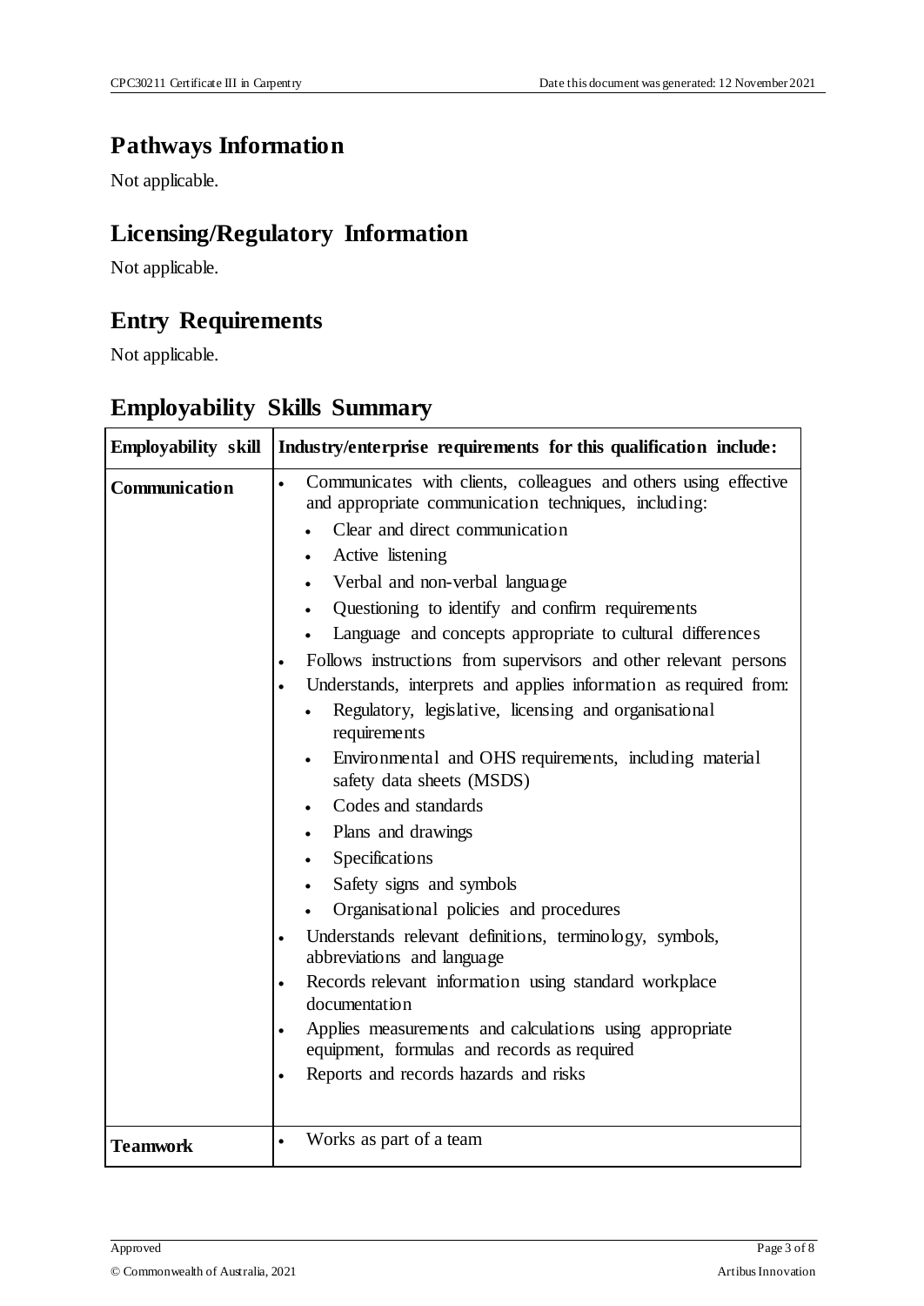## Pathways Information

Not applicable.

## Licensing/Regulatory Information

Not applicable.

## Entry Requirements

Not applicable.

## Employability Skills Summary

| Employability skill | Industry/enterprise requirements for this qualification include: |
| --- | --- |
| **Communication** | • Communicates with clients, colleagues and others using effective and appropriate communication techniques, including:<br>&nbsp;&nbsp;&nbsp;• Clear and direct communication<br>&nbsp;&nbsp;&nbsp;• Active listening<br>&nbsp;&nbsp;&nbsp;• Verbal and non-verbal language<br>&nbsp;&nbsp;&nbsp;• Questioning to identify and confirm requirements<br>&nbsp;&nbsp;&nbsp;• Language and concepts appropriate to cultural differences<br>• Follows instructions from supervisors and other relevant persons<br>• Understands, interprets and applies information as required from:<br>&nbsp;&nbsp;&nbsp;• Regulatory, legislative, licensing and organisational requirements<br>&nbsp;&nbsp;&nbsp;• Environmental and OHS requirements, including material safety data sheets (MSDS)<br>&nbsp;&nbsp;&nbsp;• Codes and standards<br>&nbsp;&nbsp;&nbsp;• Plans and drawings<br>&nbsp;&nbsp;&nbsp;• Specifications<br>&nbsp;&nbsp;&nbsp;• Safety signs and symbols<br>&nbsp;&nbsp;&nbsp;• Organisational policies and procedures<br>• Understands relevant definitions, terminology, symbols, abbreviations and language<br>• Records relevant information using standard workplace documentation<br>• Applies measurements and calculations using appropriate equipment, formulas and records as required<br>• Reports and records hazards and risks |
| **Teamwork** | • Works as part of a team |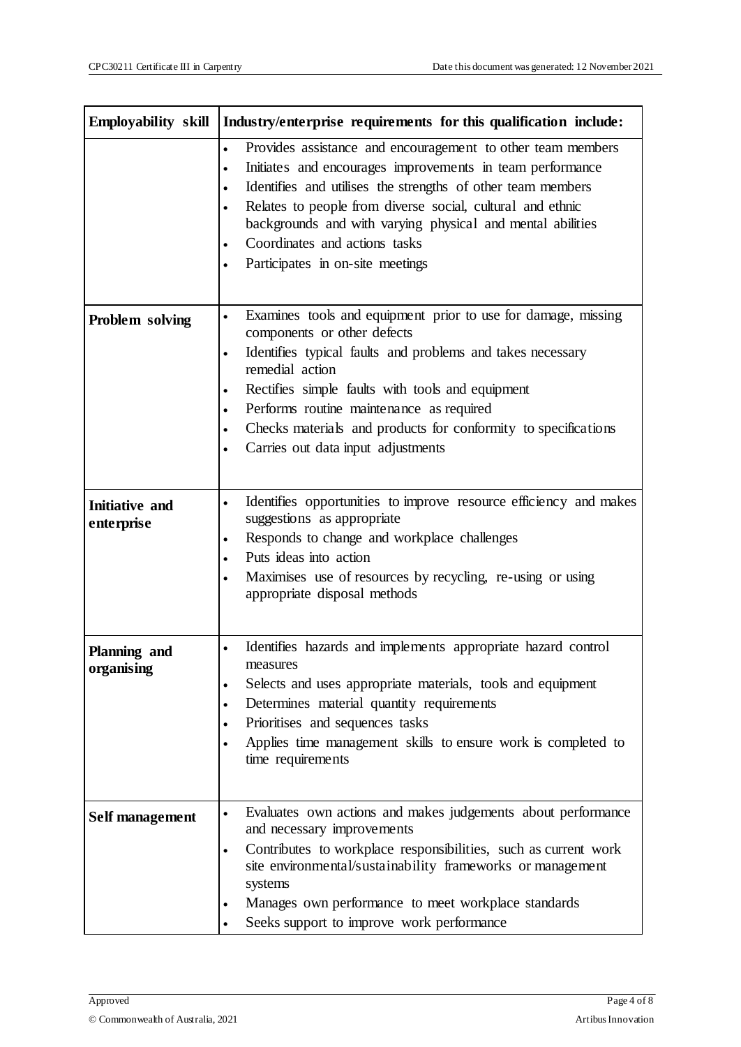| Employability skill | Industry/enterprise requirements for this qualification include: |
| --- | --- |
| | • Provides assistance and encouragement to other team members<br>• Initiates and encourages improvements in team performance<br>• Identifies and utilises the strengths of other team members<br>• Relates to people from diverse social, cultural and ethnic backgrounds and with varying physical and mental abilities<br>• Coordinates and actions tasks<br>• Participates in on-site meetings |
| **Problem solving** | • Examines tools and equipment prior to use for damage, missing components or other defects<br>• Identifies typical faults and problems and takes necessary remedial action<br>• Rectifies simple faults with tools and equipment<br>• Performs routine maintenance as required<br>• Checks materials and products for conformity to specifications<br>• Carries out data input adjustments |
| **Initiative and enterprise** | • Identifies opportunities to improve resource efficiency and makes suggestions as appropriate<br>• Responds to change and workplace challenges<br>• Puts ideas into action<br>• Maximises use of resources by recycling, re-using or using appropriate disposal methods |
| **Planning and organising** | • Identifies hazards and implements appropriate hazard control measures<br>• Selects and uses appropriate materials, tools and equipment<br>• Determines material quantity requirements<br>• Prioritises and sequences tasks<br>• Applies time management skills to ensure work is completed to time requirements |
| **Self management** | • Evaluates own actions and makes judgements about performance and necessary improvements<br>• Contributes to workplace responsibilities, such as current work site environmental/sustainability frameworks or management systems<br>• Manages own performance to meet workplace standards<br>• Seeks support to improve work performance |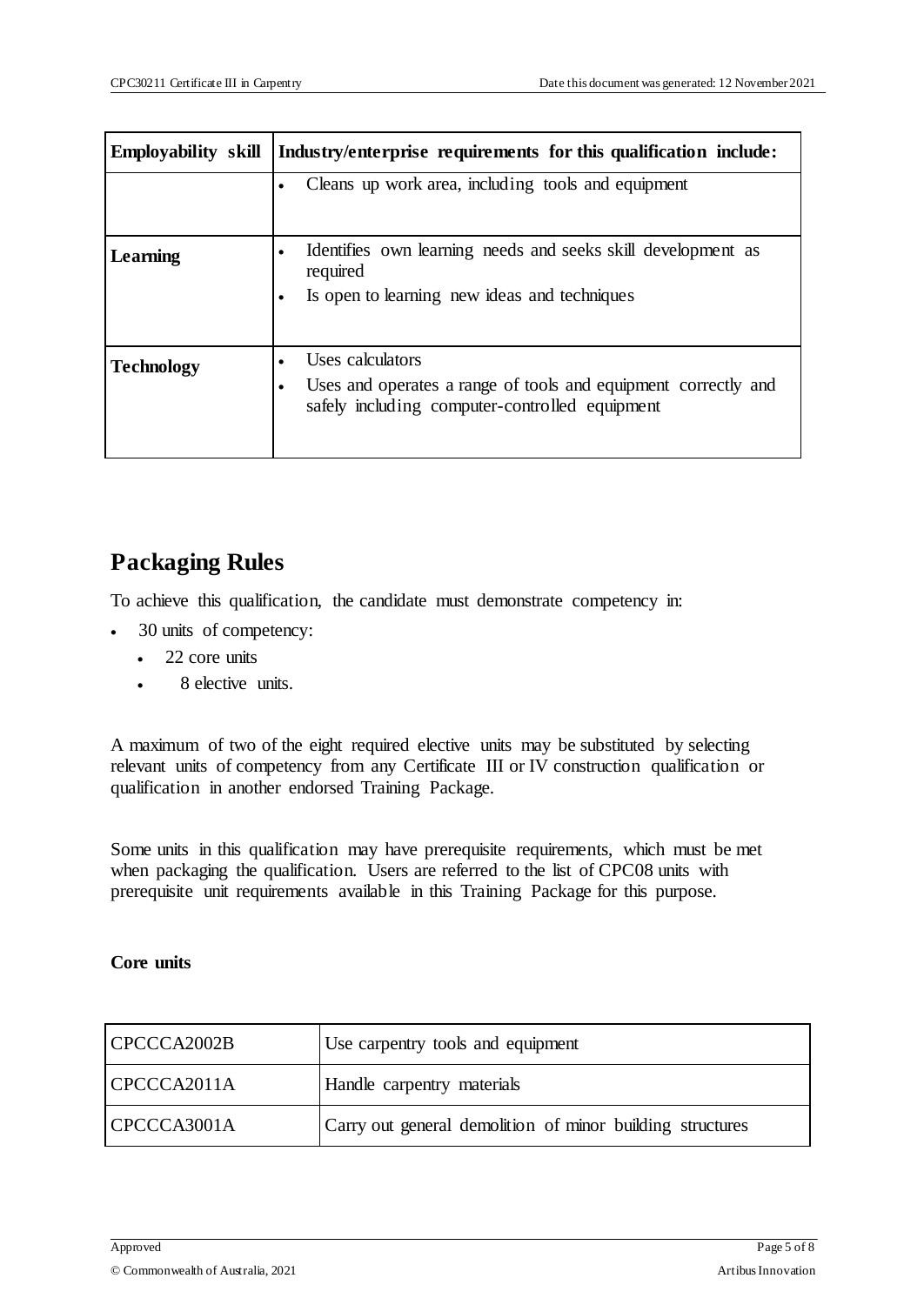| Employability skill | Industry/enterprise requirements for this qualification include: |
| --- | --- |
| | • Cleans up work area, including tools and equipment |
| **Learning** | • Identifies own learning needs and seeks skill development as required<br>• Is open to learning new ideas and techniques |
| **Technology** | • Uses calculators<br>• Uses and operates a range of tools and equipment correctly and safely including computer-controlled equipment |

## Packaging Rules

To achieve this qualification, the candidate must demonstrate competency in:

- 30 units of competency:
  - 22 core units
  - 8 elective units.

A maximum of two of the eight required elective units may be substituted by selecting relevant units of competency from any Certificate III or IV construction qualification or qualification in another endorsed Training Package.

Some units in this qualification may have prerequisite requirements, which must be met when packaging the qualification. Users are referred to the list of CPC08 units with prerequisite unit requirements available in this Training Package for this purpose.

**Core units**

| | |
| --- | --- |
| CPCCCA2002B | Use carpentry tools and equipment |
| CPCCCA2011A | Handle carpentry materials |
| CPCCCA3001A | Carry out general demolition of minor building structures |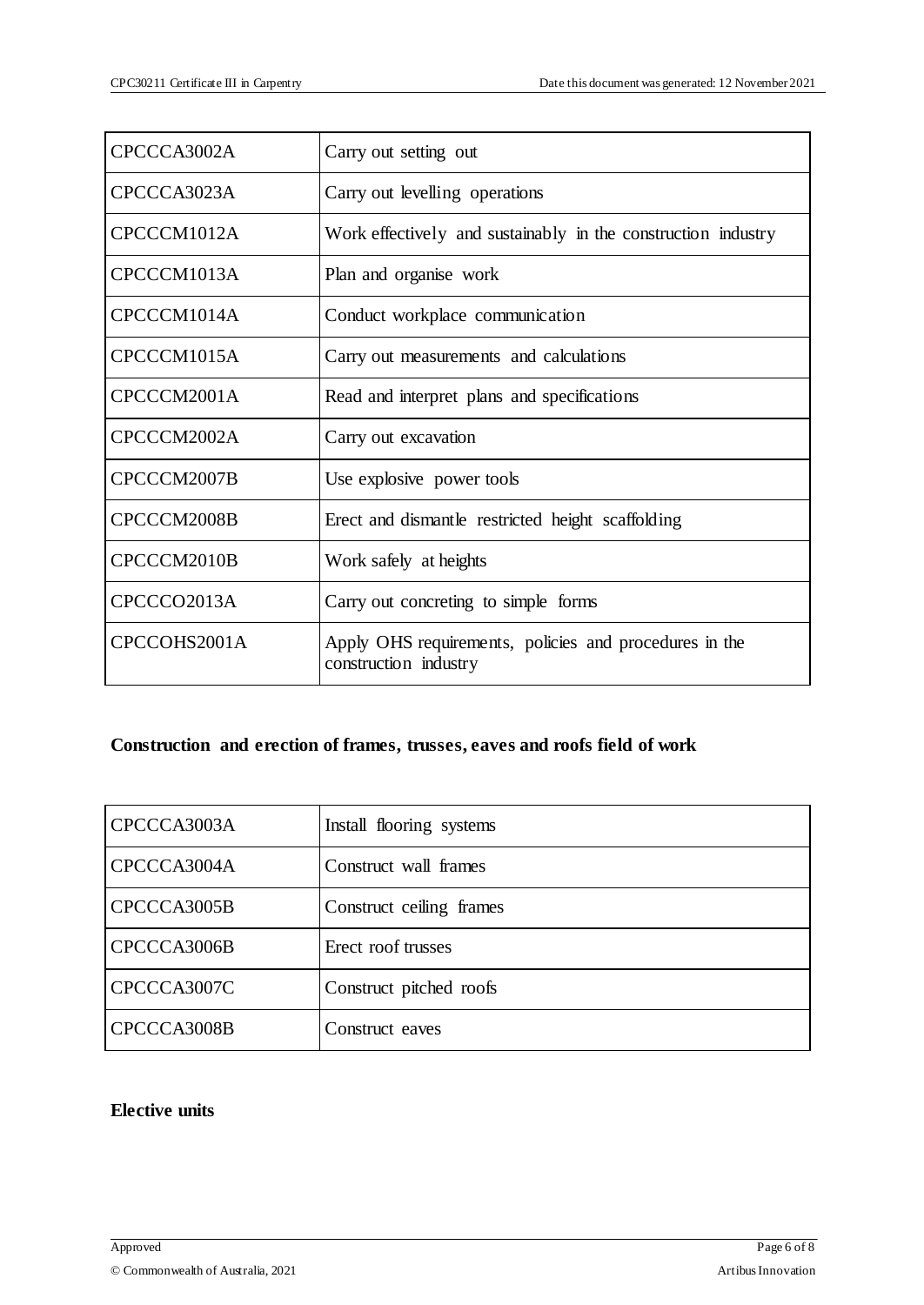| | |
|---|---|
| CPCCCA3002A | Carry out setting out |
| CPCCCA3023A | Carry out levelling operations |
| CPCCCM1012A | Work effectively and sustainably in the construction industry |
| CPCCCM1013A | Plan and organise work |
| CPCCCM1014A | Conduct workplace communication |
| CPCCCM1015A | Carry out measurements and calculations |
| CPCCCM2001A | Read and interpret plans and specifications |
| CPCCCM2002A | Carry out excavation |
| CPCCCM2007B | Use explosive power tools |
| CPCCCM2008B | Erect and dismantle restricted height scaffolding |
| CPCCCM2010B | Work safely at heights |
| CPCCCO2013A | Carry out concreting to simple forms |
| CPCCOHS2001A | Apply OHS requirements, policies and procedures in the construction industry |

**Construction and erection of frames, trusses, eaves and roofs field of work**

| | |
|---|---|
| CPCCCA3003A | Install flooring systems |
| CPCCCA3004A | Construct wall frames |
| CPCCCA3005B | Construct ceiling frames |
| CPCCCA3006B | Erect roof trusses |
| CPCCCA3007C | Construct pitched roofs |
| CPCCCA3008B | Construct eaves |

**Elective units**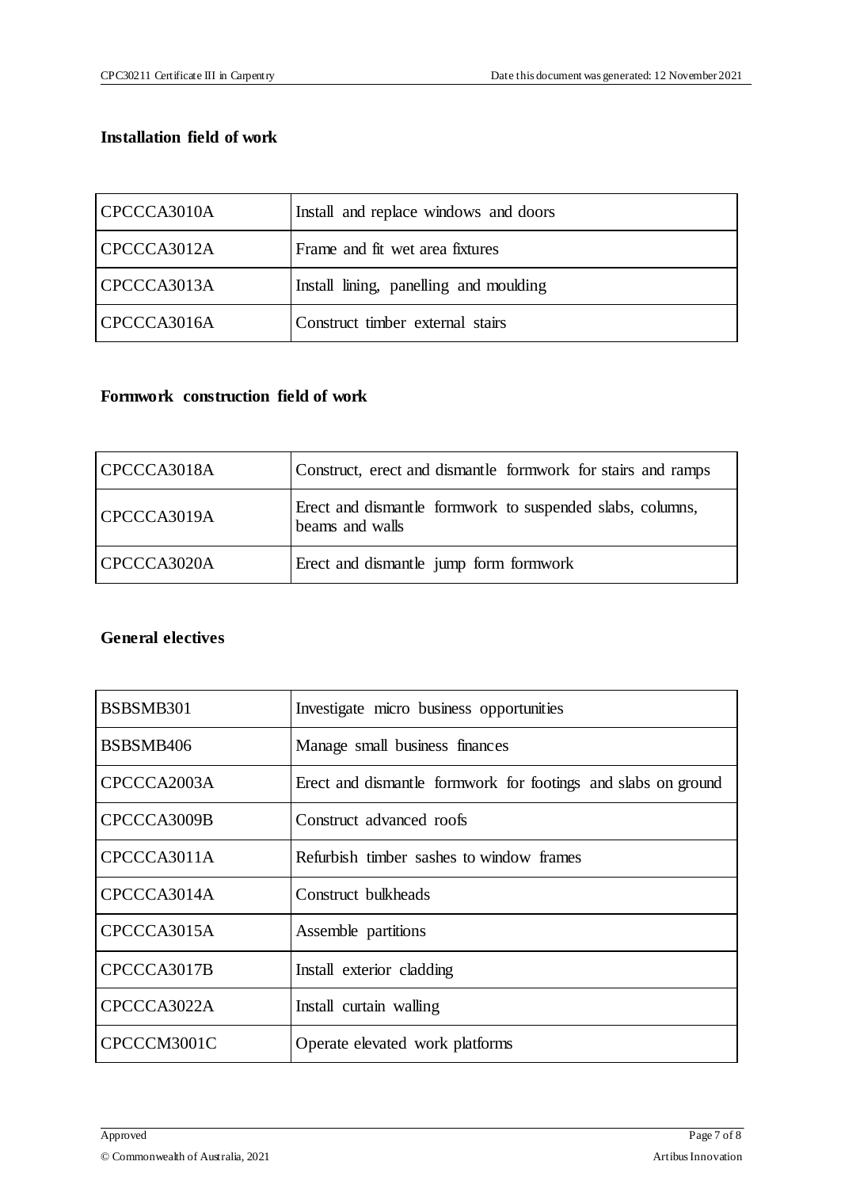**Installation field of work**

| | |
|---|---|
| CPCCCA3010A | Install and replace windows and doors |
| CPCCCA3012A | Frame and fit wet area fixtures |
| CPCCCA3013A | Install lining, panelling and moulding |
| CPCCCA3016A | Construct timber external stairs |

**Formwork construction field of work**

| | |
|---|---|
| CPCCCA3018A | Construct, erect and dismantle formwork for stairs and ramps |
| CPCCCA3019A | Erect and dismantle formwork to suspended slabs, columns, beams and walls |
| CPCCCA3020A | Erect and dismantle jump form formwork |

**General electives**

| | |
|---|---|
| BSBSMB301 | Investigate micro business opportunities |
| BSBSMB406 | Manage small business finances |
| CPCCCA2003A | Erect and dismantle formwork for footings and slabs on ground |
| CPCCCA3009B | Construct advanced roofs |
| CPCCCA3011A | Refurbish timber sashes to window frames |
| CPCCCA3014A | Construct bulkheads |
| CPCCCA3015A | Assemble partitions |
| CPCCCA3017B | Install exterior cladding |
| CPCCCA3022A | Install curtain walling |
| CPCCCM3001C | Operate elevated work platforms |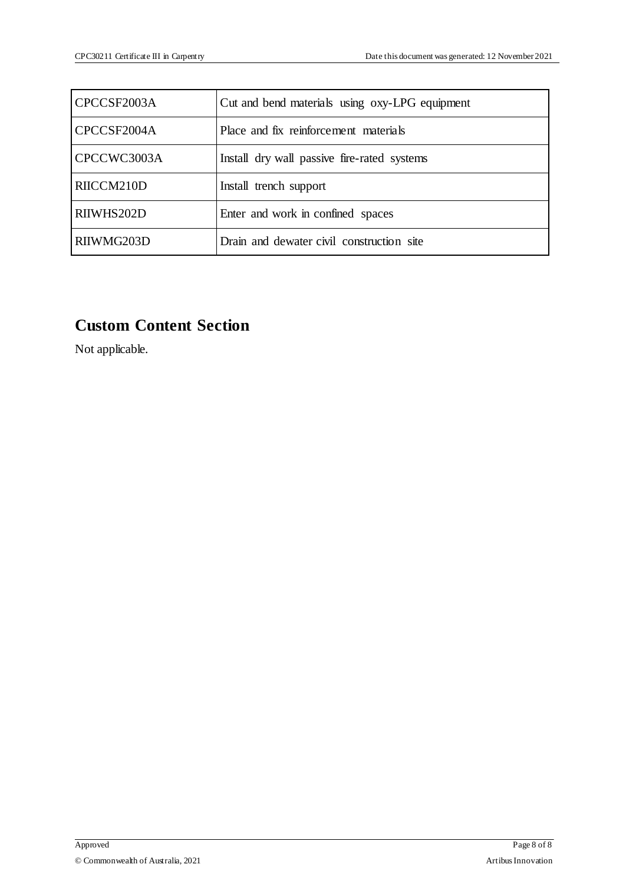| | |
|---|---|
| CPCCSF2003A | Cut and bend materials using oxy-LPG equipment |
| CPCCSF2004A | Place and fix reinforcement materials |
| CPCCWC3003A | Install dry wall passive fire-rated systems |
| RIICCM210D | Install trench support |
| RIIWHS202D | Enter and work in confined spaces |
| RIIWMG203D | Drain and dewater civil construction site |

## Custom Content Section

Not applicable.